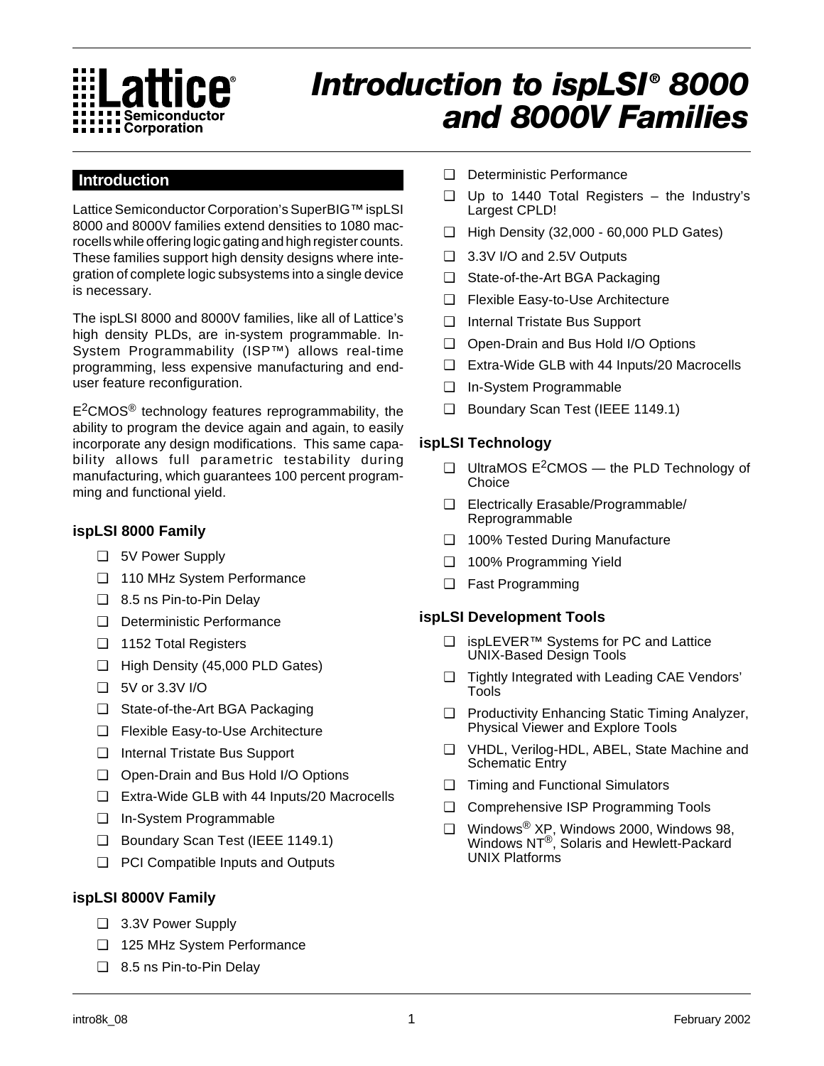# Introduction to ispLSI® 8000 and 8000V Families

## Introduction

Lattice Semiconductor Corporation's SuperBIG™ ispLSI 8000 and 8000V families extend densities to 1080 macrocells while offering logic gating and high register counts. These families support high density designs where integration of complete logic subsystems into a single device is necessary.

The ispLSI 8000 and 8000V families, like all of Lattice's high density PLDs, are in-system programmable. In-System Programmability (ISP™) allows real-time programming, less expensive manufacturing and end-user feature reconfiguration.

$E^2$CMOS® technology features reprogrammability, the ability to program the device again and again, to easily incorporate any design modifications. This same capability allows full parametric testability during manufacturing, which guarantees 100 percent programming and functional yield.

### ispLSI 8000 Family

- 5V Power Supply
- 110 MHz System Performance
- 8.5 ns Pin-to-Pin Delay
- Deterministic Performance
- 1152 Total Registers
- High Density (45,000 PLD Gates)
- 5V or 3.3V I/O
- State-of-the-Art BGA Packaging
- Flexible Easy-to-Use Architecture
- Internal Tristate Bus Support
- Open-Drain and Bus Hold I/O Options
- Extra-Wide GLB with 44 Inputs/20 Macrocells
- In-System Programmable
- Boundary Scan Test (IEEE 1149.1)
- PCI Compatible Inputs and Outputs

### ispLSI 8000V Family

- 3.3V Power Supply
- 125 MHz System Performance
- 8.5 ns Pin-to-Pin Delay
- Deterministic Performance
- Up to 1440 Total Registers – the Industry's Largest CPLD!
- High Density (32,000 - 60,000 PLD Gates)
- 3.3V I/O and 2.5V Outputs
- State-of-the-Art BGA Packaging
- Flexible Easy-to-Use Architecture
- Internal Tristate Bus Support
- Open-Drain and Bus Hold I/O Options
- Extra-Wide GLB with 44 Inputs/20 Macrocells
- In-System Programmable
- Boundary Scan Test (IEEE 1149.1)

### ispLSI Technology

- UltraMOS $E^2$CMOS — the PLD Technology of Choice
- Electrically Erasable/Programmable/ Reprogrammable
- 100% Tested During Manufacture
- 100% Programming Yield
- Fast Programming

### ispLSI Development Tools

- ispLEVER™ Systems for PC and Lattice UNIX-Based Design Tools
- Tightly Integrated with Leading CAE Vendors' Tools
- Productivity Enhancing Static Timing Analyzer, Physical Viewer and Explore Tools
- VHDL, Verilog-HDL, ABEL, State Machine and Schematic Entry
- Timing and Functional Simulators
- Comprehensive ISP Programming Tools
- Windows® XP, Windows 2000, Windows 98, Windows NT®, Solaris and Hewlett-Packard UNIX Platforms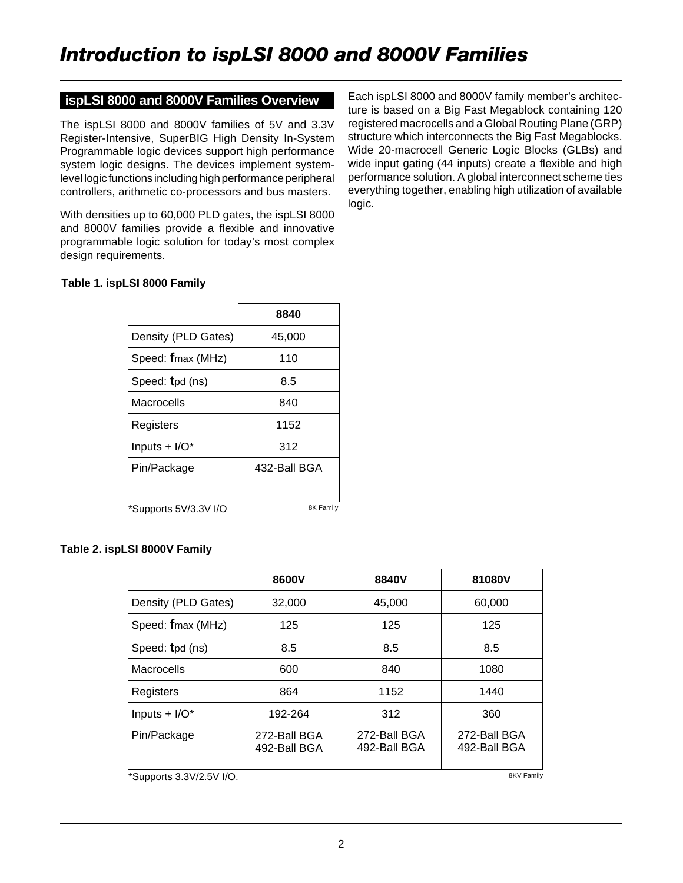# Introduction to ispLSI 8000 and 8000V Families

## ispLSI 8000 and 8000V Families Overview

The ispLSI 8000 and 8000V families of 5V and 3.3V Register-Intensive, SuperBIG High Density In-System Programmable logic devices support high performance system logic designs. The devices implement system-level logic functions including high performance peripheral controllers, arithmetic co-processors and bus masters.

With densities up to 60,000 PLD gates, the ispLSI 8000 and 8000V families provide a flexible and innovative programmable logic solution for today's most complex design requirements.

Each ispLSI 8000 and 8000V family member's architecture is based on a Big Fast Megablock containing 120 registered macrocells and a Global Routing Plane (GRP) structure which interconnects the Big Fast Megablocks. Wide 20-macrocell Generic Logic Blocks (GLBs) and wide input gating (44 inputs) create a flexible and high performance solution. A global interconnect scheme ties everything together, enabling high utilization of available logic.

**Table 1. ispLSI 8000 Family**

| | 8840 |
|---|---|
| Density (PLD Gates) | 45,000 |
| Speed: $f_{max}$ (MHz) | 110 |
| Speed: $t_{pd}$ (ns) | 8.5 |
| Macrocells | 840 |
| Registers | 1152 |
| Inputs + I/O* | 312 |
| Pin/Package | 432-Ball BGA |

*Supports 5V/3.3V I/O

**Table 2. ispLSI 8000V Family**

| | 8600V | 8840V | 81080V |
|---|---|---|---|
| Density (PLD Gates) | 32,000 | 45,000 | 60,000 |
| Speed: $f_{max}$ (MHz) | 125 | 125 | 125 |
| Speed: $t_{pd}$ (ns) | 8.5 | 8.5 | 8.5 |
| Macrocells | 600 | 840 | 1080 |
| Registers | 864 | 1152 | 1440 |
| Inputs + I/O* | 192-264 | 312 | 360 |
| Pin/Package | 272-Ball BGA<br>492-Ball BGA | 272-Ball BGA<br>492-Ball BGA | 272-Ball BGA<br>492-Ball BGA |

*Supports 3.3V/2.5V I/O.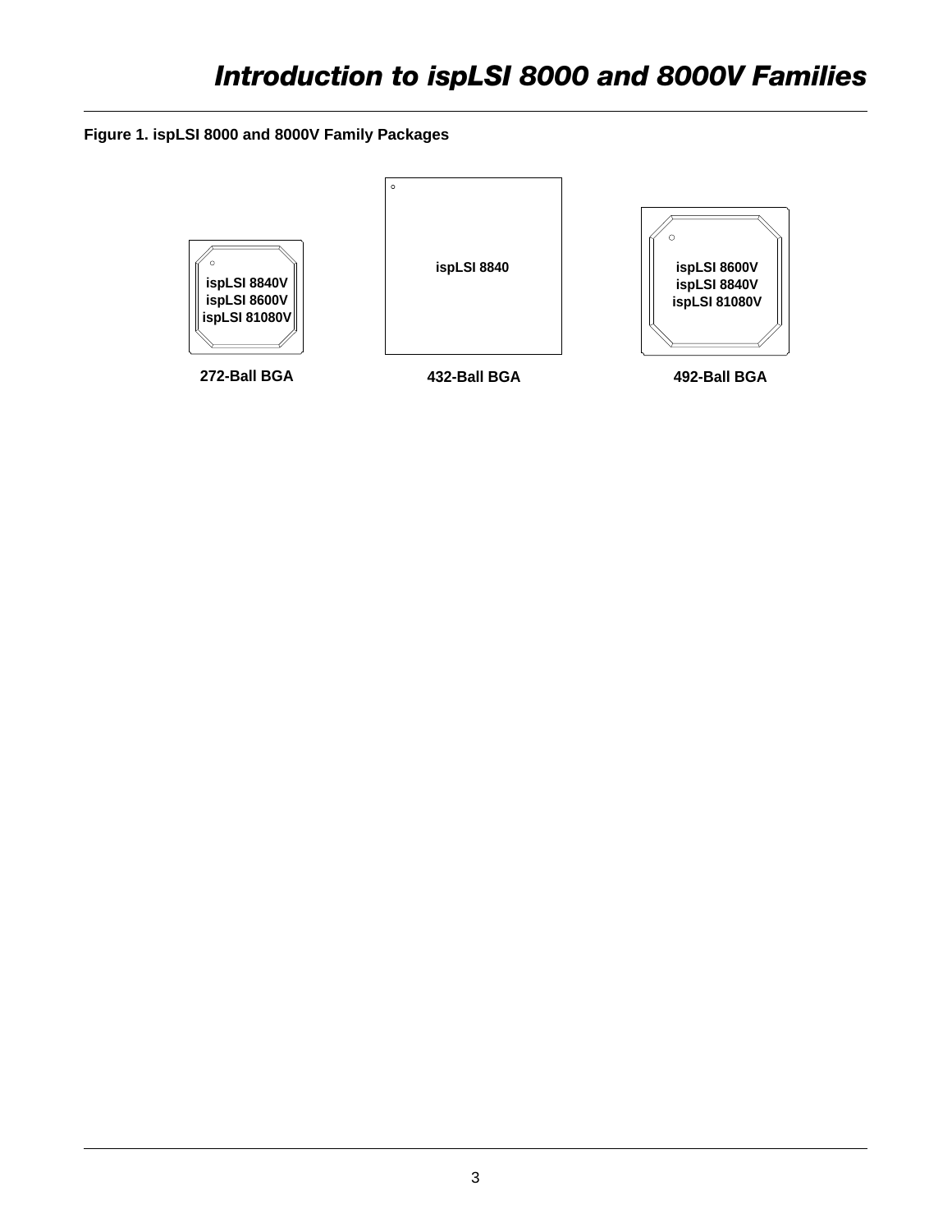**Figure 1. ispLSI 8000 and 8000V Family Packages**

ispLSI 8840V
ispLSI 8600V
ispLSI 81080V

272-Ball BGA

ispLSI 8840

432-Ball BGA

ispLSI 8600V
ispLSI 8840V
ispLSI 81080V

492-Ball BGA